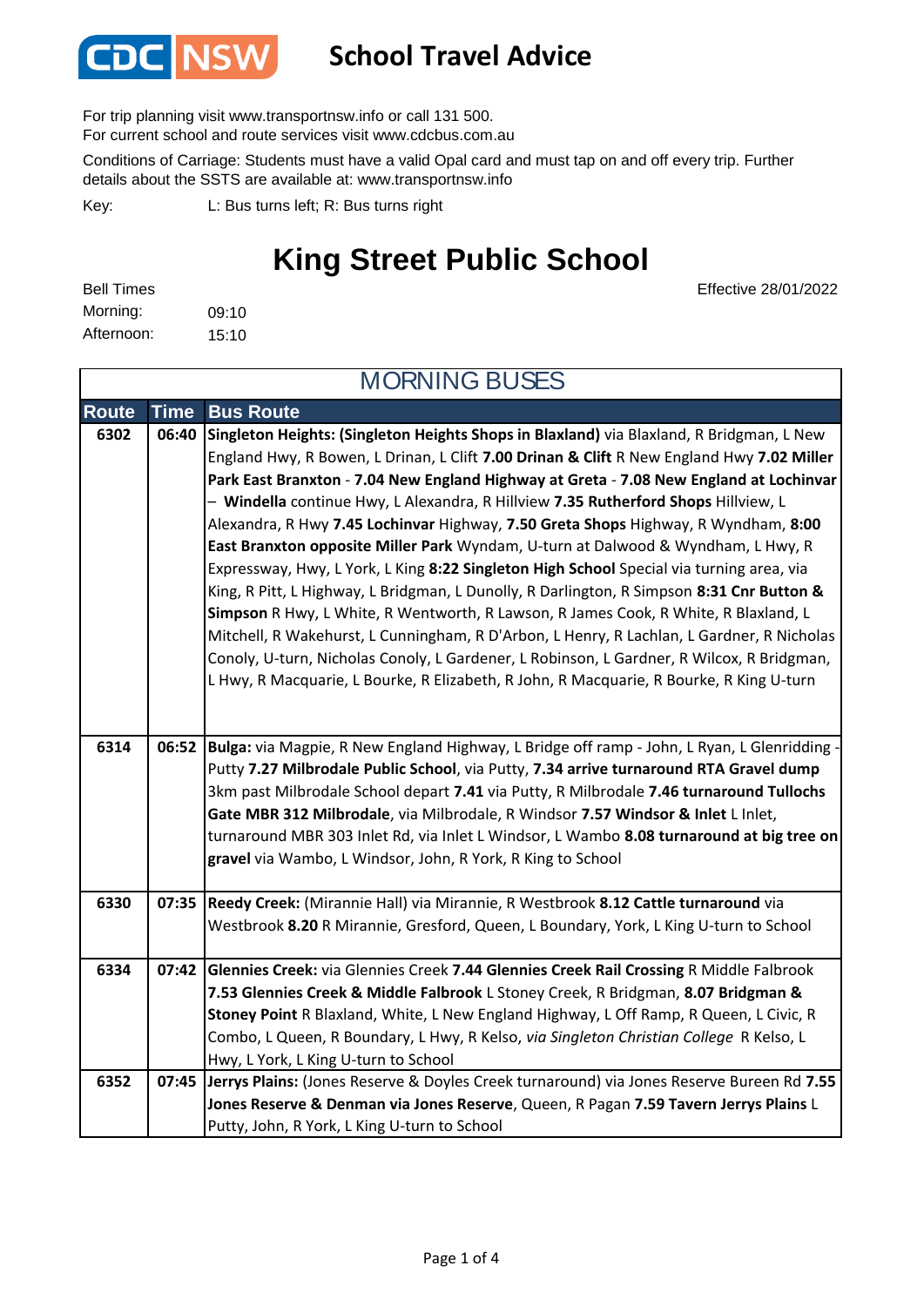CDC NSW

# School Travel Advice

For trip planning visit www.transportnsw.info or call 131 500.
For current school and route services visit www.cdcbus.com.au

Conditions of Carriage: Students must have a valid Opal card and must tap on and off every trip. Further details about the SSTS are available at: www.transportnsw.info

Key: L: Bus turns left; R: Bus turns right

# King Street Public School

Effective 28/01/2022

Bell Times
Morning: 09:10
Afternoon: 15:10

## MORNING BUSES

| Route | Time | Bus Route |
|---|---|---|
| 6302 | 06:40 | **Singleton Heights: (Singleton Heights Shops in Blaxland)** via Blaxland, R Bridgman, L New England Hwy, R Bowen, L Drinan, L Clift **7.00 Drinan & Clift** R New England Hwy **7.02 Miller Park East Branxton** - **7.04 New England Highway at Greta** - **7.08 New England at Lochinvar** – **Windella** continue Hwy, L Alexandra, R Hillview **7.35 Rutherford Shops** Hillview, L Alexandra, R Hwy **7.45 Lochinvar** Highway, **7.50 Greta Shops** Highway, R Wyndham, **8:00 East Branxton opposite Miller Park** Wyndam, U-turn at Dalwood & Wyndham, L Hwy, R Expressway, Hwy, L York, L King **8:22 Singleton High School** Special via turning area, via King, R Pitt, L Highway, L Bridgman, L Dunolly, R Darlington, R Simpson **8:31 Cnr Button & Simpson** R Hwy, L White, R Wentworth, R Lawson, R James Cook, R White, R Blaxland, L Mitchell, R Wakehurst, L Cunningham, R D'Arbon, L Henry, R Lachlan, L Gardner, R Nicholas Conoly, U-turn, Nicholas Conoly, L Gardener, L Robinson, L Gardner, R Wilcox, R Bridgman, L Hwy, R Macquarie, L Bourke, R Elizabeth, R John, R Macquarie, R Bourke, R King U-turn |
| 6314 | 06:52 | **Bulga:** via Magpie, R New England Highway, L Bridge off ramp - John, L Ryan, L Glenridding - Putty **7.27 Milbrodale Public School**, via Putty, **7.34 arrive turnaround RTA Gravel dump** 3km past Milbrodale School depart **7.41** via Putty, R Milbrodale **7.46 turnaround Tullochs Gate MBR 312 Milbrodale**, via Milbrodale, R Windsor **7.57 Windsor & Inlet** L Inlet, turnaround MBR 303 Inlet Rd, via Inlet L Windsor, L Wambo **8.08 turnaround at big tree on gravel** via Wambo, L Windsor, John, R York, R King to School |
| 6330 | 07:35 | **Reedy Creek:** (Mirannie Hall) via Mirannie, R Westbrook **8.12 Cattle turnaround** via Westbrook **8.20** R Mirannie, Gresford, Queen, L Boundary, York, L King U-turn to School |
| 6334 | 07:42 | **Glennies Creek:** via Glennies Creek **7.44 Glennies Creek Rail Crossing** R Middle Falbrook **7.53 Glennies Creek & Middle Falbrook** L Stoney Creek, R Bridgman, **8.07 Bridgman & Stoney Point** R Blaxland, White, L New England Highway, L Off Ramp, R Queen, L Civic, R Combo, L Queen, R Boundary, L Hwy, R Kelso, *via Singleton Christian College* R Kelso, L Hwy, L York, L King U-turn to School |
| 6352 | 07:45 | **Jerrys Plains:** (Jones Reserve & Doyles Creek turnaround) via Jones Reserve Bureen Rd **7.55 Jones Reserve & Denman via Jones Reserve**, Queen, R Pagan **7.59 Tavern Jerrys Plains** L Putty, John, R York, L King U-turn to School |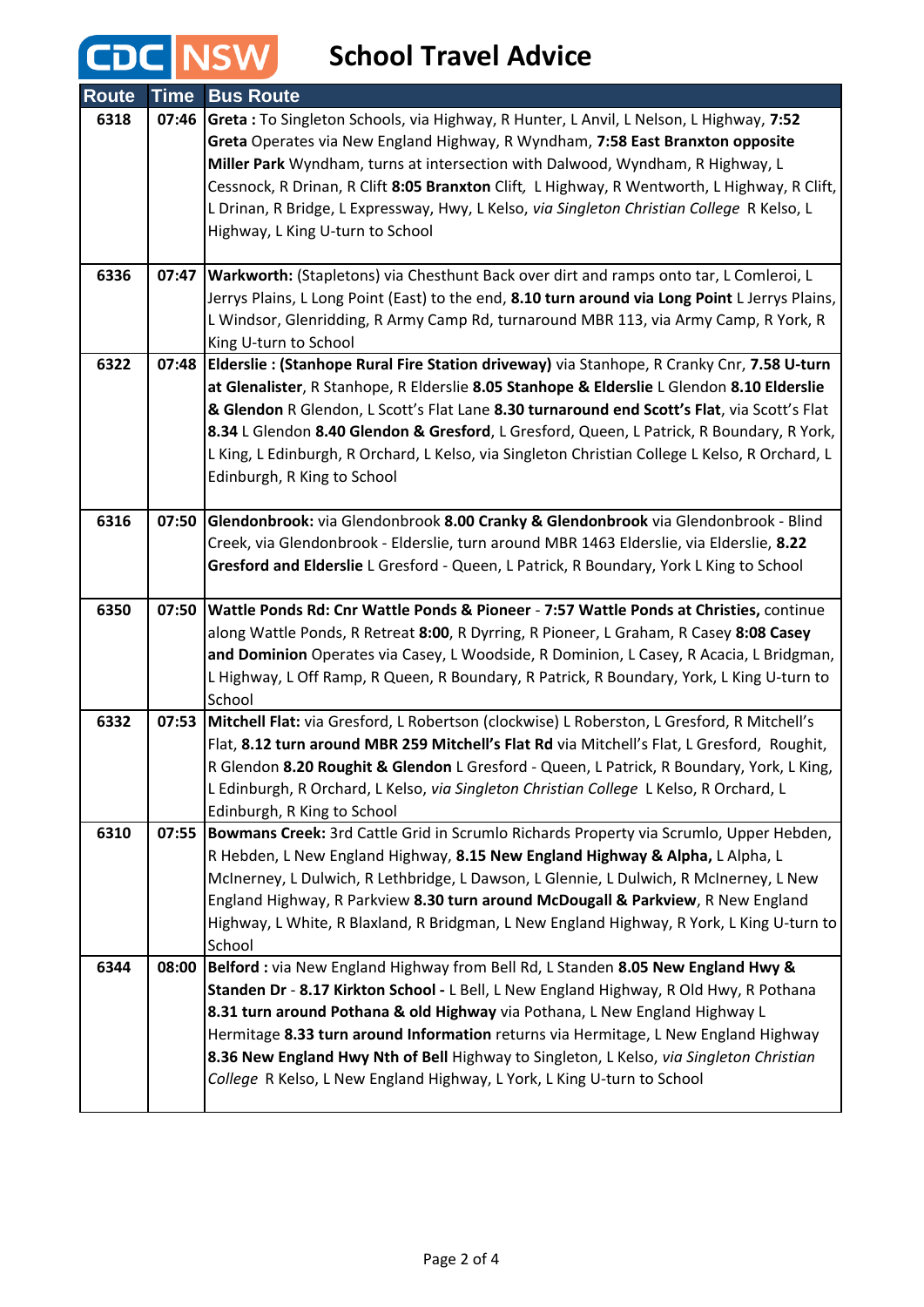# CDC NSW School Travel Advice

| Route | Time | Bus Route |
|---|---|---|
| 6318 | 07:46 | **Greta :** To Singleton Schools, via Highway, R Hunter, L Anvil, L Nelson, L Highway, **7:52 Greta** Operates via New England Highway, R Wyndham, **7:58 East Branxton opposite Miller Park** Wyndham, turns at intersection with Dalwood, Wyndham, R Highway, L Cessnock, R Drinan, R Clift **8:05 Branxton** Clift, L Highway, R Wentworth, L Highway, R Clift, L Drinan, R Bridge, L Expressway, Hwy, L Kelso, *via Singleton Christian College* R Kelso, L Highway, L King U-turn to School |
| 6336 | 07:47 | **Warkworth:** (Stapletons) via Chesthunt Back over dirt and ramps onto tar, L Comleroi, L Jerrys Plains, L Long Point (East) to the end, **8.10 turn around via Long Point** L Jerrys Plains, L Windsor, Glenridding, R Army Camp Rd, turnaround MBR 113, via Army Camp, R York, R King U-turn to School |
| 6322 | 07:48 | **Elderslie : (Stanhope Rural Fire Station driveway)** via Stanhope, R Cranky Cnr, **7.58 U-turn at Glenalister**, R Stanhope, R Elderslie **8.05 Stanhope & Elderslie** L Glendon **8.10 Elderslie & Glendon** R Glendon, L Scott's Flat Lane **8.30 turnaround end Scott's Flat**, via Scott's Flat **8.34** L Glendon **8.40 Glendon & Gresford**, L Gresford, Queen, L Patrick, R Boundary, R York, L King, L Edinburgh, R Orchard, L Kelso, via Singleton Christian College L Kelso, R Orchard, L Edinburgh, R King to School |
| 6316 | 07:50 | **Glendonbrook:** via Glendonbrook **8.00 Cranky & Glendonbrook** via Glendonbrook - Blind Creek, via Glendonbrook - Elderslie, turn around MBR 1463 Elderslie, via Elderslie, **8.22 Gresford and Elderslie** L Gresford - Queen, L Patrick, R Boundary, York L King to School |
| 6350 | 07:50 | **Wattle Ponds Rd: Cnr Wattle Ponds & Pioneer** - **7:57 Wattle Ponds at Christies,** continue along Wattle Ponds, R Retreat **8:00**, R Dyrring, R Pioneer, L Graham, R Casey **8:08 Casey and Dominion** Operates via Casey, L Woodside, R Dominion, L Casey, R Acacia, L Bridgman, L Highway, L Off Ramp, R Queen, R Boundary, R Patrick, R Boundary, York, L King U-turn to School |
| 6332 | 07:53 | **Mitchell Flat:** via Gresford, L Robertson (clockwise) L Roberston, L Gresford, R Mitchell's Flat, **8.12 turn around MBR 259 Mitchell's Flat Rd** via Mitchell's Flat, L Gresford, Roughit, R Glendon **8.20 Roughit & Glendon** L Gresford - Queen, L Patrick, R Boundary, York, L King, L Edinburgh, R Orchard, L Kelso, *via Singleton Christian College* L Kelso, R Orchard, L Edinburgh, R King to School |
| 6310 | 07:55 | **Bowmans Creek:** 3rd Cattle Grid in Scrumlo Richards Property via Scrumlo, Upper Hebden, R Hebden, L New England Highway, **8.15 New England Highway & Alpha,** L Alpha, L McInerney, L Dulwich, R Lethbridge, L Dawson, L Glennie, L Dulwich, R McInerney, L New England Highway, R Parkview **8.30 turn around McDougall & Parkview**, R New England Highway, L White, R Blaxland, R Bridgman, L New England Highway, R York, L King U-turn to School |
| 6344 | 08:00 | **Belford :** via New England Highway from Bell Rd, L Standen **8.05 New England Hwy & Standen Dr** - **8.17 Kirkton School -** L Bell, L New England Highway, R Old Hwy, R Pothana **8.31 turn around Pothana & old Highway** via Pothana, L New England Highway L Hermitage **8.33 turn around Information** returns via Hermitage, L New England Highway **8.36 New England Hwy Nth of Bell** Highway to Singleton, L Kelso, *via Singleton Christian College* R Kelso, L New England Highway, L York, L King U-turn to School |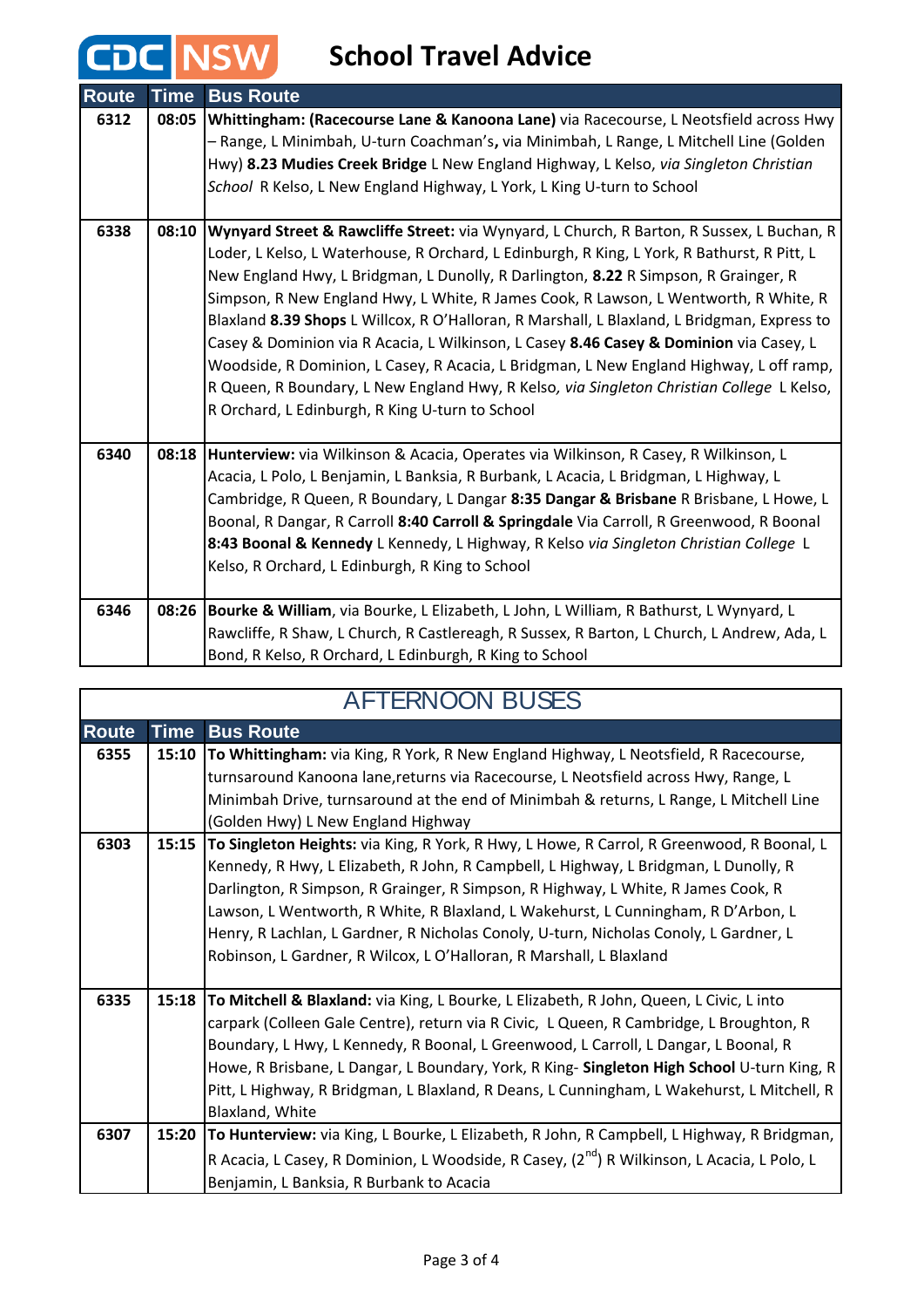# CDC NSW School Travel Advice

| Route | Time | Bus Route |
|---|---|---|
| 6312 | 08:05 | **Whittingham: (Racecourse Lane & Kanoona Lane)** via Racecourse, L Neotsfield across Hwy – Range, L Minimbah, U-turn Coachman's**,** via Minimbah, L Range, L Mitchell Line (Golden Hwy) **8.23 Mudies Creek Bridge** L New England Highway, L Kelso, *via Singleton Christian School* R Kelso, L New England Highway, L York, L King U-turn to School |
| 6338 | 08:10 | **Wynyard Street & Rawcliffe Street:** via Wynyard, L Church, R Barton, R Sussex, L Buchan, R Loder, L Kelso, L Waterhouse, R Orchard, L Edinburgh, R King, L York, R Bathurst, R Pitt, L New England Hwy, L Bridgman, L Dunolly, R Darlington, **8.22** R Simpson, R Grainger, R Simpson, R New England Hwy, L White, R James Cook, R Lawson, L Wentworth, R White, R Blaxland **8.39 Shops** L Willcox, R O'Halloran, R Marshall, L Blaxland, L Bridgman, Express to Casey & Dominion via R Acacia, L Wilkinson, L Casey **8.46 Casey & Dominion** via Casey, L Woodside, R Dominion, L Casey, R Acacia, L Bridgman, L New England Highway, L off ramp, R Queen, R Boundary, L New England Hwy, R Kelso, *via Singleton Christian College* L Kelso, R Orchard, L Edinburgh, R King U-turn to School |
| 6340 | 08:18 | **Hunterview:** via Wilkinson & Acacia, Operates via Wilkinson, R Casey, R Wilkinson, L Acacia, L Polo, L Benjamin, L Banksia, R Burbank, L Acacia, L Bridgman, L Highway, L Cambridge, R Queen, R Boundary, L Dangar **8:35 Dangar & Brisbane** R Brisbane, L Howe, L Boonal, R Dangar, R Carroll **8:40 Carroll & Springdale** Via Carroll, R Greenwood, R Boonal **8:43 Boonal & Kennedy** L Kennedy, L Highway, R Kelso *via Singleton Christian College* L Kelso, R Orchard, L Edinburgh, R King to School |
| 6346 | 08:26 | **Bourke & William**, via Bourke, L Elizabeth, L John, L William, R Bathurst, L Wynyard, L Rawcliffe, R Shaw, L Church, R Castlereagh, R Sussex, R Barton, L Church, L Andrew, Ada, L Bond, R Kelso, R Orchard, L Edinburgh, R King to School |

## AFTERNOON BUSES

| Route | Time | Bus Route |
|---|---|---|
| 6355 | 15:10 | **To Whittingham:** via King, R York, R New England Highway, L Neotsfield, R Racecourse, turnsaround Kanoona lane,returns via Racecourse, L Neotsfield across Hwy, Range, L Minimbah Drive, turnsaround at the end of Minimbah & returns, L Range, L Mitchell Line (Golden Hwy) L New England Highway |
| 6303 | 15:15 | **To Singleton Heights:** via King, R York, R Hwy, L Howe, R Carrol, R Greenwood, R Boonal, L Kennedy, R Hwy, L Elizabeth, R John, R Campbell, L Highway, L Bridgman, L Dunolly, R Darlington, R Simpson, R Grainger, R Simpson, R Highway, L White, R James Cook, R Lawson, L Wentworth, R White, R Blaxland, L Wakehurst, L Cunningham, R D'Arbon, L Henry, R Lachlan, L Gardner, R Nicholas Conoly, U-turn, Nicholas Conoly, L Gardner, L Robinson, L Gardner, R Wilcox, L O'Halloran, R Marshall, L Blaxland |
| 6335 | 15:18 | **To Mitchell & Blaxland:** via King, L Bourke, L Elizabeth, R John, Queen, L Civic, L into carpark (Colleen Gale Centre), return via R Civic, L Queen, R Cambridge, L Broughton, R Boundary, L Hwy, L Kennedy, R Boonal, L Greenwood, L Carroll, L Dangar, L Boonal, R Howe, R Brisbane, L Dangar, L Boundary, York, R King- **Singleton High School** U-turn King, R Pitt, L Highway, R Bridgman, L Blaxland, R Deans, L Cunningham, L Wakehurst, L Mitchell, R Blaxland, White |
| 6307 | 15:20 | **To Hunterview:** via King, L Bourke, L Elizabeth, R John, R Campbell, L Highway, R Bridgman, R Acacia, L Casey, R Dominion, L Woodside, R Casey, ($2^{nd}$) R Wilkinson, L Acacia, L Polo, L Benjamin, L Banksia, R Burbank to Acacia |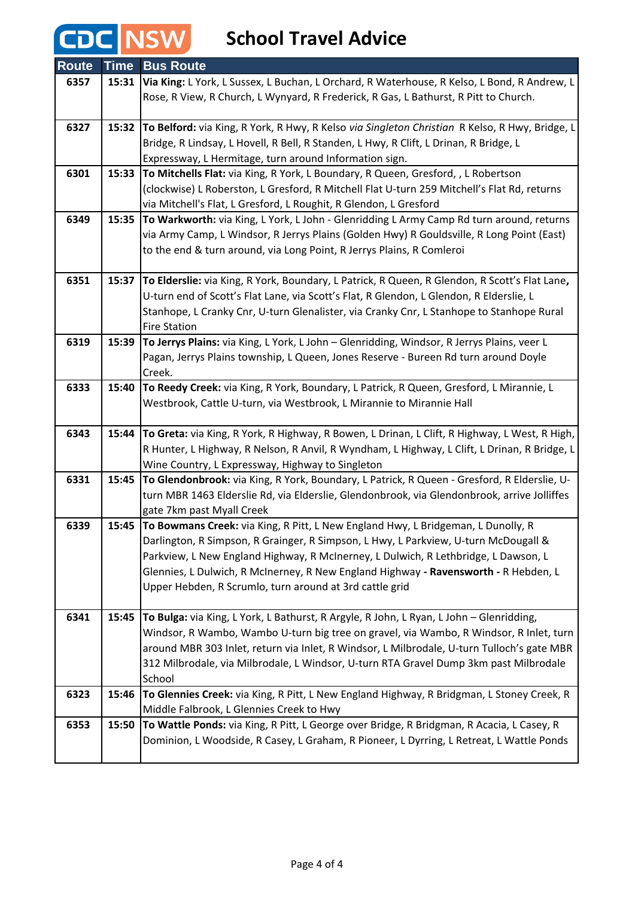# CDC NSW School Travel Advice

| Route | Time | Bus Route |
|---|---|---|
| 6357 | 15:31 | **Via King:** L York, L Sussex, L Buchan, L Orchard, R Waterhouse, R Kelso, L Bond, R Andrew, L Rose, R View, R Church, L Wynyard, R Frederick, R Gas, L Bathurst, R Pitt to Church. |
| 6327 | 15:32 | **To Belford:** via King, R York, R Hwy, R Kelso *via Singleton Christian* R Kelso, R Hwy, Bridge, L Bridge, R Lindsay, L Hovell, R Bell, R Standen, L Hwy, R Clift, L Drinan, R Bridge, L Expressway, L Hermitage, turn around Information sign. |
| 6301 | 15:33 | **To Mitchells Flat:** via King, R York, L Boundary, R Queen, Gresford, , L Robertson (clockwise) L Roberston, L Gresford, R Mitchell Flat U-turn 259 Mitchell's Flat Rd, returns via Mitchell's Flat, L Gresford, L Roughit, R Glendon, L Gresford |
| 6349 | 15:35 | **To Warkworth:** via King, L York, L John - Glenridding L Army Camp Rd turn around, returns via Army Camp, L Windsor, R Jerrys Plains (Golden Hwy) R Gouldsville, R Long Point (East) to the end & turn around, via Long Point, R Jerrys Plains, R Comleroi |
| 6351 | 15:37 | **To Elderslie:** via King, R York, Boundary, L Patrick, R Queen, R Glendon, R Scott's Flat Lane**,** U-turn end of Scott's Flat Lane, via Scott's Flat, R Glendon, L Glendon, R Elderslie, L Stanhope, L Cranky Cnr, U-turn Glenalister, via Cranky Cnr, L Stanhope to Stanhope Rural Fire Station |
| 6319 | 15:39 | **To Jerrys Plains:** via King, L York, L John – Glenridding, Windsor, R Jerrys Plains, veer L Pagan, Jerrys Plains township, L Queen, Jones Reserve - Bureen Rd turn around Doyle Creek. |
| 6333 | 15:40 | **To Reedy Creek:** via King, R York, Boundary, L Patrick, R Queen, Gresford, L Mirannie, L Westbrook, Cattle U-turn, via Westbrook, L Mirannie to Mirannie Hall |
| 6343 | 15:44 | **To Greta:** via King, R York, R Highway, R Bowen, L Drinan, L Clift, R Highway, L West, R High, R Hunter, L Highway, R Nelson, R Anvil, R Wyndham, L Highway, L Clift, L Drinan, R Bridge, L Wine Country, L Expressway, Highway to Singleton |
| 6331 | 15:45 | **To Glendonbrook:** via King, R York, Boundary, L Patrick, R Queen - Gresford, R Elderslie, U-turn MBR 1463 Elderslie Rd, via Elderslie, Glendonbrook, via Glendonbrook, arrive Jolliffes gate 7km past Myall Creek |
| 6339 | 15:45 | **To Bowmans Creek:** via King, R Pitt, L New England Hwy, L Bridgeman, L Dunolly, R Darlington, R Simpson, R Grainger, R Simpson, L Hwy, L Parkview, U-turn McDougall & Parkview, L New England Highway, R McInerney, L Dulwich, R Lethbridge, L Dawson, L Glennies, L Dulwich, R McInerney, R New England Highway **- Ravensworth -** R Hebden, L Upper Hebden, R Scrumlo, turn around at 3rd cattle grid |
| 6341 | 15:45 | **To Bulga:** via King, L York, L Bathurst, R Argyle, R John, L Ryan, L John – Glenridding, Windsor, R Wambo, Wambo U-turn big tree on gravel, via Wambo, R Windsor, R Inlet, turn around MBR 303 Inlet, return via Inlet, R Windsor, L Milbrodale, U-turn Tulloch's gate MBR 312 Milbrodale, via Milbrodale, L Windsor, U-turn RTA Gravel Dump 3km past Milbrodale School |
| 6323 | 15:46 | **To Glennies Creek:** via King, R Pitt, L New England Highway, R Bridgman, L Stoney Creek, R Middle Falbrook, L Glennies Creek to Hwy |
| 6353 | 15:50 | **To Wattle Ponds:** via King, R Pitt, L George over Bridge, R Bridgman, R Acacia, L Casey, R Dominion, L Woodside, R Casey, L Graham, R Pioneer, L Dyrring, L Retreat, L Wattle Ponds |